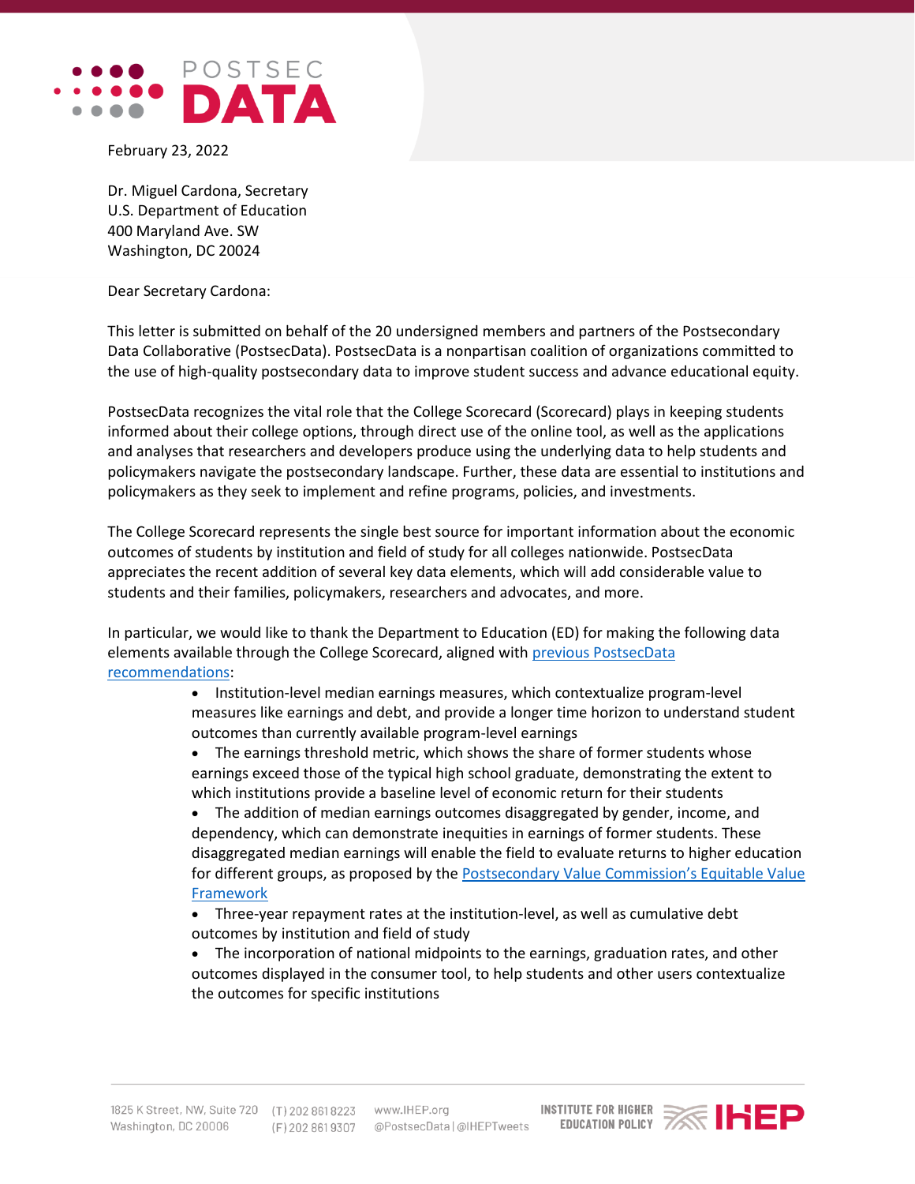February 23, 2022

Dr. Miguel Cardona, Secretary
U.S. Department of Education
400 Maryland Ave. SW
Washington, DC 20024

Dear Secretary Cardona:

This letter is submitted on behalf of the 20 undersigned members and partners of the Postsecondary Data Collaborative (PostsecData). PostsecData is a nonpartisan coalition of organizations committed to the use of high-quality postsecondary data to improve student success and advance educational equity.

PostsecData recognizes the vital role that the College Scorecard (Scorecard) plays in keeping students informed about their college options, through direct use of the online tool, as well as the applications and analyses that researchers and developers produce using the underlying data to help students and policymakers navigate the postsecondary landscape. Further, these data are essential to institutions and policymakers as they seek to implement and refine programs, policies, and investments.

The College Scorecard represents the single best source for important information about the economic outcomes of students by institution and field of study for all colleges nationwide. PostsecData appreciates the recent addition of several key data elements, which will add considerable value to students and their families, policymakers, researchers and advocates, and more.

In particular, we would like to thank the Department to Education (ED) for making the following data elements available through the College Scorecard, aligned with previous PostsecData recommendations:

- Institution-level median earnings measures, which contextualize program-level measures like earnings and debt, and provide a longer time horizon to understand student outcomes than currently available program-level earnings
- The earnings threshold metric, which shows the share of former students whose earnings exceed those of the typical high school graduate, demonstrating the extent to which institutions provide a baseline level of economic return for their students
- The addition of median earnings outcomes disaggregated by gender, income, and dependency, which can demonstrate inequities in earnings of former students. These disaggregated median earnings will enable the field to evaluate returns to higher education for different groups, as proposed by the Postsecondary Value Commission's Equitable Value Framework
- Three-year repayment rates at the institution-level, as well as cumulative debt outcomes by institution and field of study
- The incorporation of national midpoints to the earnings, graduation rates, and other outcomes displayed in the consumer tool, to help students and other users contextualize the outcomes for specific institutions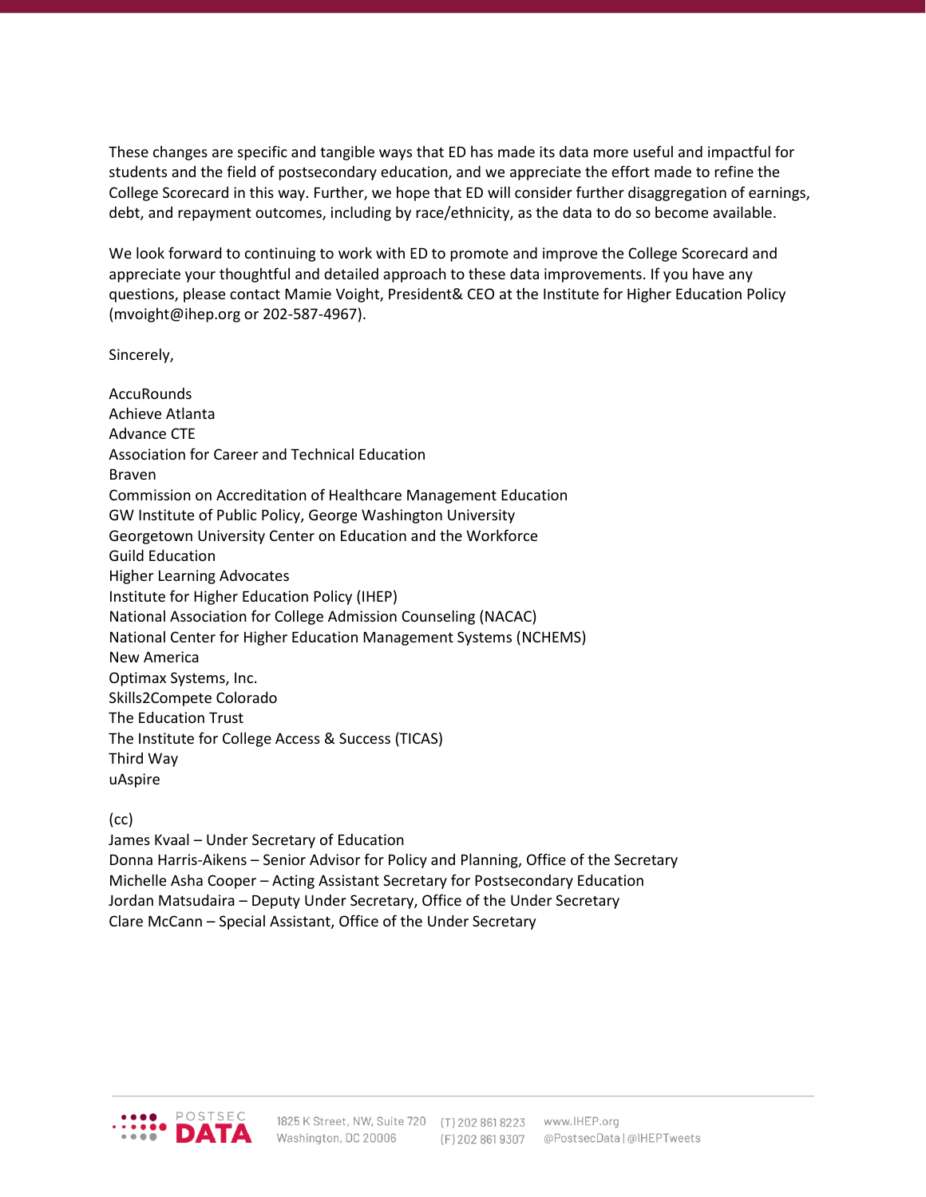These changes are specific and tangible ways that ED has made its data more useful and impactful for students and the field of postsecondary education, and we appreciate the effort made to refine the College Scorecard in this way. Further, we hope that ED will consider further disaggregation of earnings, debt, and repayment outcomes, including by race/ethnicity, as the data to do so become available.

We look forward to continuing to work with ED to promote and improve the College Scorecard and appreciate your thoughtful and detailed approach to these data improvements. If you have any questions, please contact Mamie Voight, President& CEO at the Institute for Higher Education Policy (mvoight@ihep.org or 202-587-4967).

Sincerely,

AccuRounds
Achieve Atlanta
Advance CTE
Association for Career and Technical Education
Braven
Commission on Accreditation of Healthcare Management Education
GW Institute of Public Policy, George Washington University
Georgetown University Center on Education and the Workforce
Guild Education
Higher Learning Advocates
Institute for Higher Education Policy (IHEP)
National Association for College Admission Counseling (NACAC)
National Center for Higher Education Management Systems (NCHEMS)
New America
Optimax Systems, Inc.
Skills2Compete Colorado
The Education Trust
The Institute for College Access & Success (TICAS)
Third Way
uAspire

(cc)
James Kvaal – Under Secretary of Education
Donna Harris-Aikens – Senior Advisor for Policy and Planning, Office of the Secretary
Michelle Asha Cooper – Acting Assistant Secretary for Postsecondary Education
Jordan Matsudaira – Deputy Under Secretary, Office of the Under Secretary
Clare McCann – Special Assistant, Office of the Under Secretary